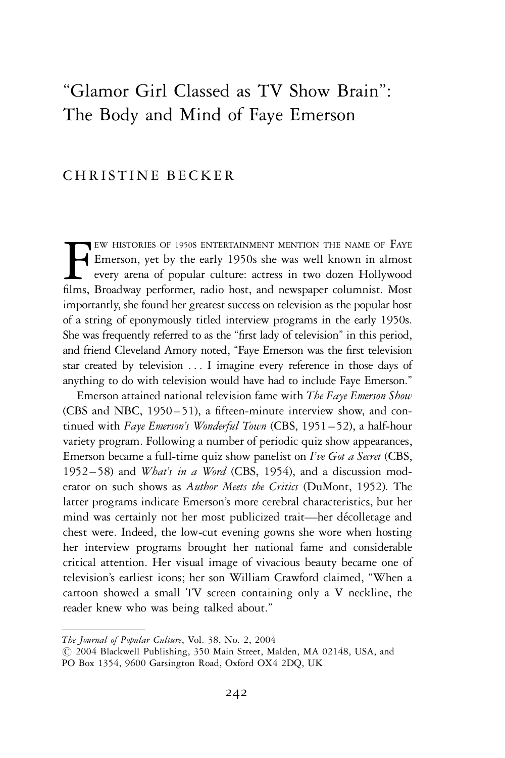# "Glamor Girl Classed as TV Show Brain": The Body and Mind of Faye Emerson

CHRISTINE BECKER

Few histories of 1950s entertainment mention the name of Faye Emerson, yet by the early 1950s she was well known in almost every arena of popular culture: actress in two dozen Hollywood films, Broadway performer, radio host, and newspaper columnist. Most importantly, she found her greatest success on television as the popular host of a string of eponymously titled interview programs in the early 1950s. She was frequently referred to as the "first lady of television" in this period, and friend Cleveland Amory noted, "Faye Emerson was the first television star created by television . . . I imagine every reference in those days of anything to do with television would have had to include Faye Emerson."

Emerson attained national television fame with *The Faye Emerson Show* (CBS and NBC, 1950–51), a fifteen-minute interview show, and continued with *Faye Emerson's Wonderful Town* (CBS, 1951–52), a half-hour variety program. Following a number of periodic quiz show appearances, Emerson became a full-time quiz show panelist on *I've Got a Secret* (CBS, 1952–58) and *What's in a Word* (CBS, 1954), and a discussion moderator on such shows as *Author Meets the Critics* (DuMont, 1952). The latter programs indicate Emerson's more cerebral characteristics, but her mind was certainly not her most publicized trait—her décolletage and chest were. Indeed, the low-cut evening gowns she wore when hosting her interview programs brought her national fame and considerable critical attention. Her visual image of vivacious beauty became one of television's earliest icons; her son William Crawford claimed, "When a cartoon showed a small TV screen containing only a V neckline, the reader knew who was being talked about."

---

*The Journal of Popular Culture*, Vol. 38, No. 2, 2004

© 2004 Blackwell Publishing, 350 Main Street, Malden, MA 02148, USA, and PO Box 1354, 9600 Garsington Road, Oxford OX4 2DQ, UK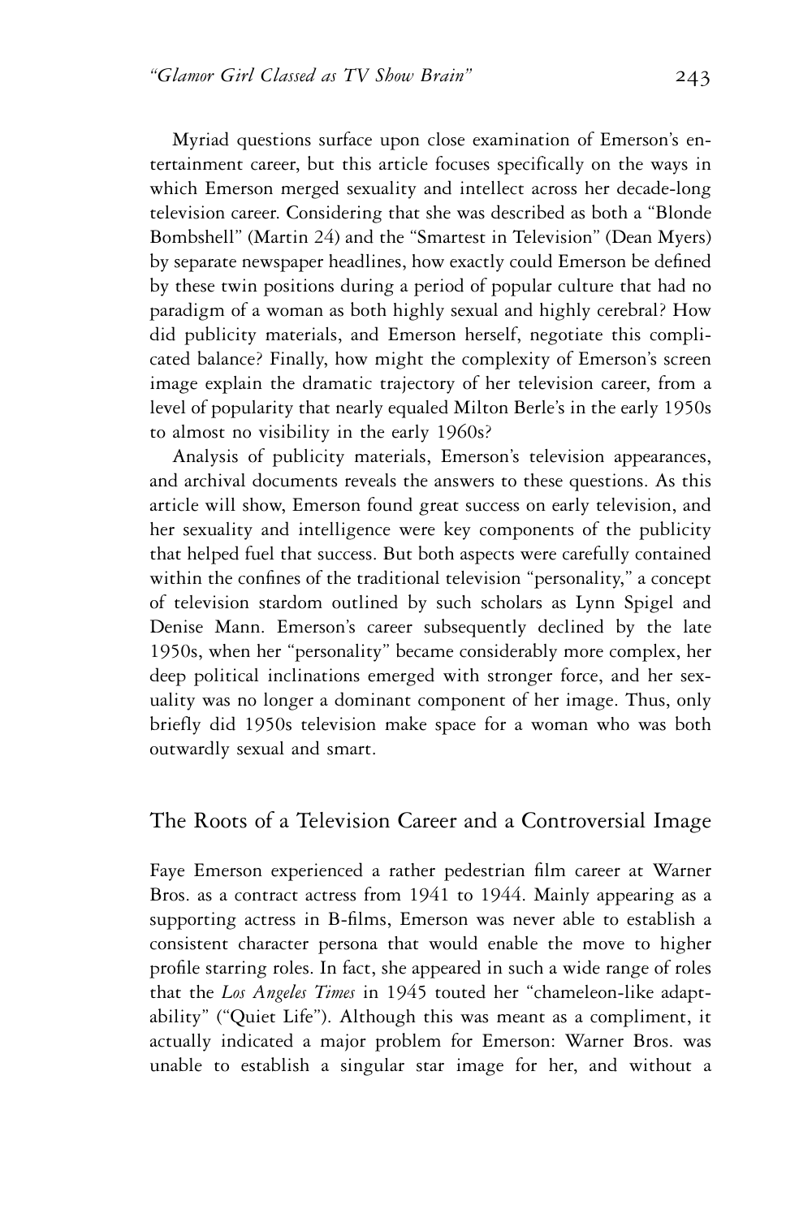Myriad questions surface upon close examination of Emerson's entertainment career, but this article focuses specifically on the ways in which Emerson merged sexuality and intellect across her decade-long television career. Considering that she was described as both a "Blonde Bombshell" (Martin 24) and the "Smartest in Television" (Dean Myers) by separate newspaper headlines, how exactly could Emerson be defined by these twin positions during a period of popular culture that had no paradigm of a woman as both highly sexual and highly cerebral? How did publicity materials, and Emerson herself, negotiate this complicated balance? Finally, how might the complexity of Emerson's screen image explain the dramatic trajectory of her television career, from a level of popularity that nearly equaled Milton Berle's in the early 1950s to almost no visibility in the early 1960s?

Analysis of publicity materials, Emerson's television appearances, and archival documents reveals the answers to these questions. As this article will show, Emerson found great success on early television, and her sexuality and intelligence were key components of the publicity that helped fuel that success. But both aspects were carefully contained within the confines of the traditional television "personality," a concept of television stardom outlined by such scholars as Lynn Spigel and Denise Mann. Emerson's career subsequently declined by the late 1950s, when her "personality" became considerably more complex, her deep political inclinations emerged with stronger force, and her sexuality was no longer a dominant component of her image. Thus, only briefly did 1950s television make space for a woman who was both outwardly sexual and smart.

## The Roots of a Television Career and a Controversial Image

Faye Emerson experienced a rather pedestrian film career at Warner Bros. as a contract actress from 1941 to 1944. Mainly appearing as a supporting actress in B-films, Emerson was never able to establish a consistent character persona that would enable the move to higher profile starring roles. In fact, she appeared in such a wide range of roles that the *Los Angeles Times* in 1945 touted her "chameleon-like adaptability" ("Quiet Life"). Although this was meant as a compliment, it actually indicated a major problem for Emerson: Warner Bros. was unable to establish a singular star image for her, and without a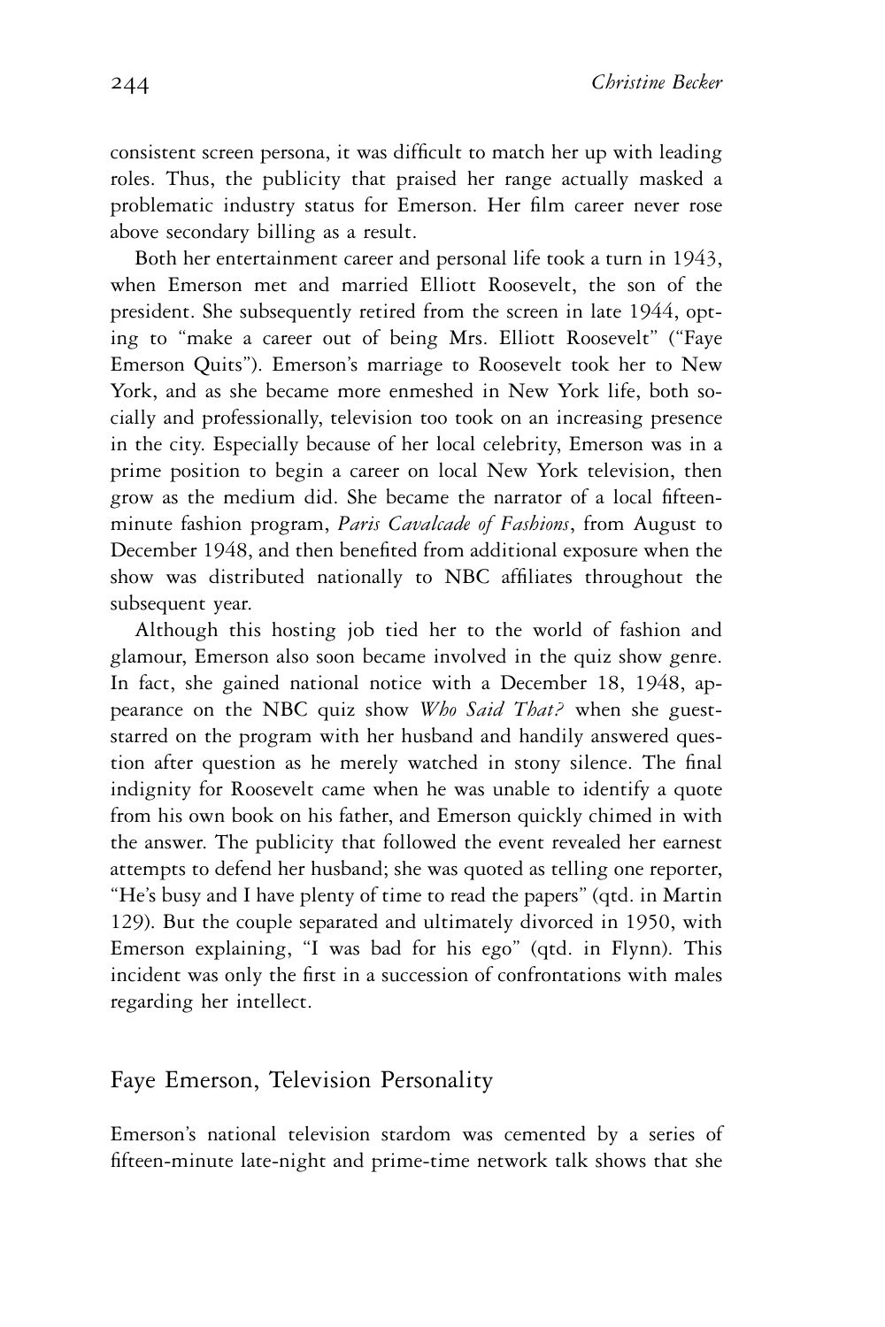consistent screen persona, it was difficult to match her up with leading roles. Thus, the publicity that praised her range actually masked a problematic industry status for Emerson. Her film career never rose above secondary billing as a result.

Both her entertainment career and personal life took a turn in 1943, when Emerson met and married Elliott Roosevelt, the son of the president. She subsequently retired from the screen in late 1944, opting to "make a career out of being Mrs. Elliott Roosevelt" ("Faye Emerson Quits"). Emerson's marriage to Roosevelt took her to New York, and as she became more enmeshed in New York life, both socially and professionally, television too took on an increasing presence in the city. Especially because of her local celebrity, Emerson was in a prime position to begin a career on local New York television, then grow as the medium did. She became the narrator of a local fifteen-minute fashion program, *Paris Cavalcade of Fashions*, from August to December 1948, and then benefited from additional exposure when the show was distributed nationally to NBC affiliates throughout the subsequent year.

Although this hosting job tied her to the world of fashion and glamour, Emerson also soon became involved in the quiz show genre. In fact, she gained national notice with a December 18, 1948, appearance on the NBC quiz show *Who Said That?* when she guest-starred on the program with her husband and handily answered question after question as he merely watched in stony silence. The final indignity for Roosevelt came when he was unable to identify a quote from his own book on his father, and Emerson quickly chimed in with the answer. The publicity that followed the event revealed her earnest attempts to defend her husband; she was quoted as telling one reporter, "He's busy and I have plenty of time to read the papers" (qtd. in Martin 129). But the couple separated and ultimately divorced in 1950, with Emerson explaining, "I was bad for his ego" (qtd. in Flynn). This incident was only the first in a succession of confrontations with males regarding her intellect.

## Faye Emerson, Television Personality

Emerson's national television stardom was cemented by a series of fifteen-minute late-night and prime-time network talk shows that she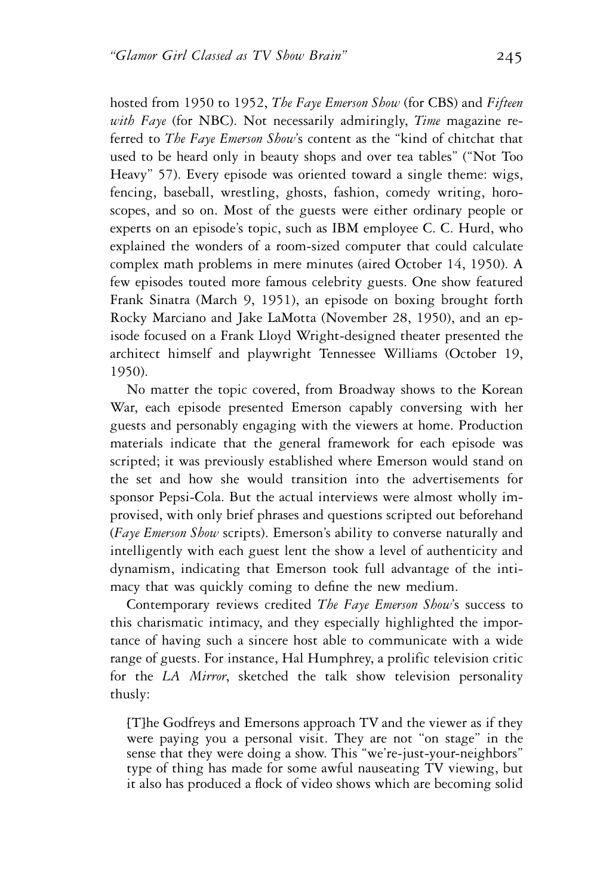hosted from 1950 to 1952, *The Faye Emerson Show* (for CBS) and *Fifteen with Faye* (for NBC). Not necessarily admiringly, *Time* magazine referred to *The Faye Emerson Show*'s content as the "kind of chitchat that used to be heard only in beauty shops and over tea tables" ("Not Too Heavy" 57). Every episode was oriented toward a single theme: wigs, fencing, baseball, wrestling, ghosts, fashion, comedy writing, horoscopes, and so on. Most of the guests were either ordinary people or experts on an episode's topic, such as IBM employee C. C. Hurd, who explained the wonders of a room-sized computer that could calculate complex math problems in mere minutes (aired October 14, 1950). A few episodes touted more famous celebrity guests. One show featured Frank Sinatra (March 9, 1951), an episode on boxing brought forth Rocky Marciano and Jake LaMotta (November 28, 1950), and an episode focused on a Frank Lloyd Wright-designed theater presented the architect himself and playwright Tennessee Williams (October 19, 1950).

No matter the topic covered, from Broadway shows to the Korean War, each episode presented Emerson capably conversing with her guests and personably engaging with the viewers at home. Production materials indicate that the general framework for each episode was scripted; it was previously established where Emerson would stand on the set and how she would transition into the advertisements for sponsor Pepsi-Cola. But the actual interviews were almost wholly improvised, with only brief phrases and questions scripted out beforehand (*Faye Emerson Show* scripts). Emerson's ability to converse naturally and intelligently with each guest lent the show a level of authenticity and dynamism, indicating that Emerson took full advantage of the intimacy that was quickly coming to define the new medium.

Contemporary reviews credited *The Faye Emerson Show*'s success to this charismatic intimacy, and they especially highlighted the importance of having such a sincere host able to communicate with a wide range of guests. For instance, Hal Humphrey, a prolific television critic for the *LA Mirror*, sketched the talk show television personality thusly:

> [T]he Godfreys and Emersons approach TV and the viewer as if they were paying you a personal visit. They are not "on stage" in the sense that they were doing a show. This "we're-just-your-neighbors" type of thing has made for some awful nauseating TV viewing, but it also has produced a flock of video shows which are becoming solid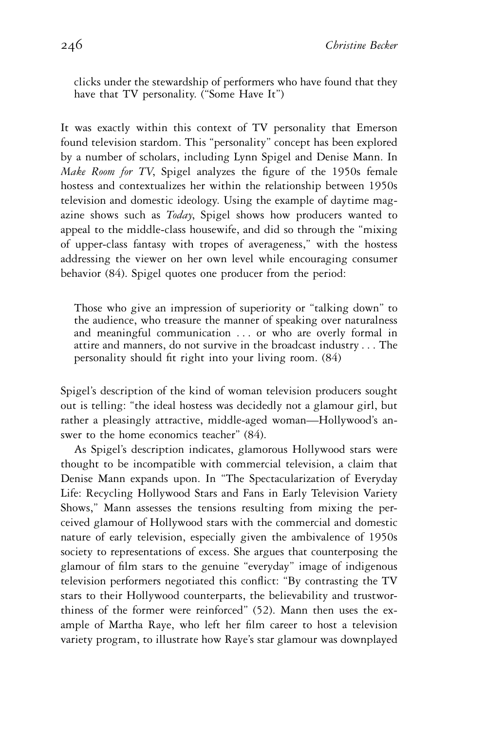> clicks under the stewardship of performers who have found that they have that TV personality. ("Some Have It")

It was exactly within this context of TV personality that Emerson found television stardom. This "personality" concept has been explored by a number of scholars, including Lynn Spigel and Denise Mann. In *Make Room for TV*, Spigel analyzes the figure of the 1950s female hostess and contextualizes her within the relationship between 1950s television and domestic ideology. Using the example of daytime magazine shows such as *Today*, Spigel shows how producers wanted to appeal to the middle-class housewife, and did so through the "mixing of upper-class fantasy with tropes of averageness," with the hostess addressing the viewer on her own level while encouraging consumer behavior (84). Spigel quotes one producer from the period:

> Those who give an impression of superiority or "talking down" to the audience, who treasure the manner of speaking over naturalness and meaningful communication . . . or who are overly formal in attire and manners, do not survive in the broadcast industry . . . The personality should fit right into your living room. (84)

Spigel's description of the kind of woman television producers sought out is telling: "the ideal hostess was decidedly not a glamour girl, but rather a pleasingly attractive, middle-aged woman—Hollywood's answer to the home economics teacher" (84).

As Spigel's description indicates, glamorous Hollywood stars were thought to be incompatible with commercial television, a claim that Denise Mann expands upon. In "The Spectacularization of Everyday Life: Recycling Hollywood Stars and Fans in Early Television Variety Shows," Mann assesses the tensions resulting from mixing the perceived glamour of Hollywood stars with the commercial and domestic nature of early television, especially given the ambivalence of 1950s society to representations of excess. She argues that counterposing the glamour of film stars to the genuine "everyday" image of indigenous television performers negotiated this conflict: "By contrasting the TV stars to their Hollywood counterparts, the believability and trustworthiness of the former were reinforced" (52). Mann then uses the example of Martha Raye, who left her film career to host a television variety program, to illustrate how Raye's star glamour was downplayed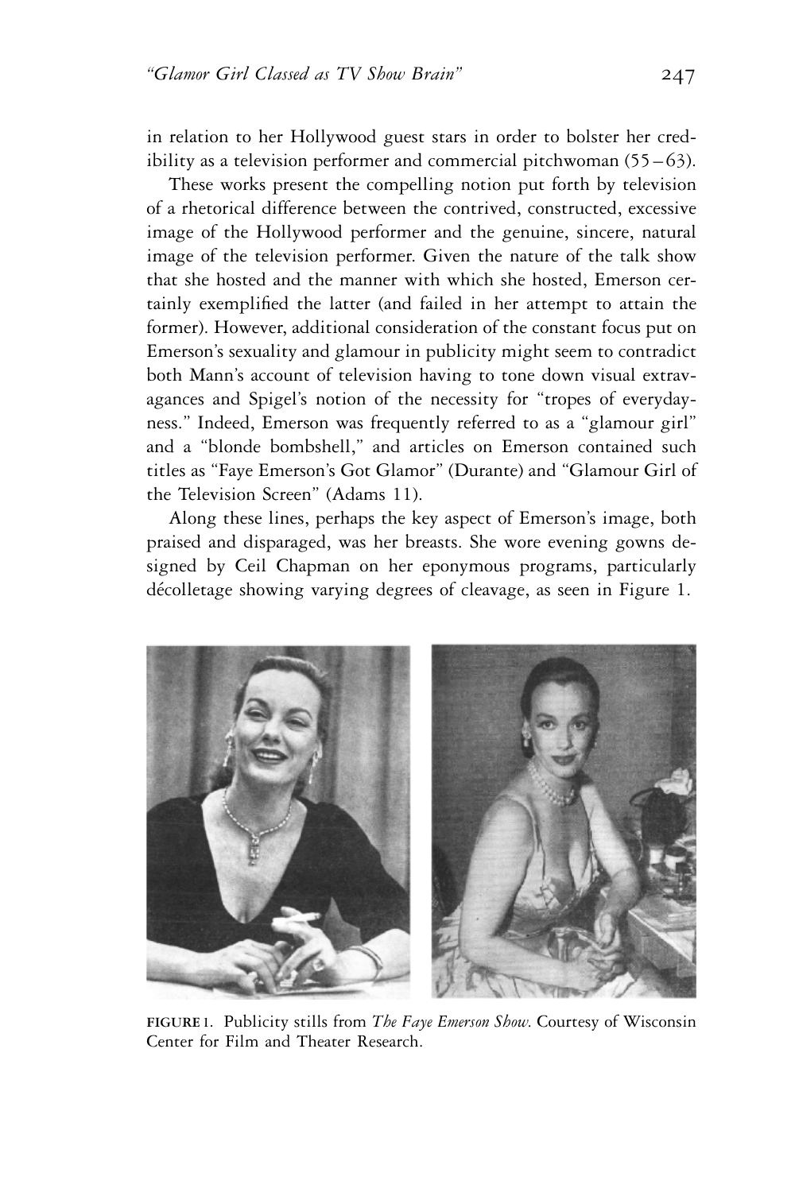in relation to her Hollywood guest stars in order to bolster her credibility as a television performer and commercial pitchwoman (55–63).

These works present the compelling notion put forth by television of a rhetorical difference between the contrived, constructed, excessive image of the Hollywood performer and the genuine, sincere, natural image of the television performer. Given the nature of the talk show that she hosted and the manner with which she hosted, Emerson certainly exemplified the latter (and failed in her attempt to attain the former). However, additional consideration of the constant focus put on Emerson's sexuality and glamour in publicity might seem to contradict both Mann's account of television having to tone down visual extravagances and Spigel's notion of the necessity for "tropes of everydayness." Indeed, Emerson was frequently referred to as a "glamour girl" and a "blonde bombshell," and articles on Emerson contained such titles as "Faye Emerson's Got Glamor" (Durante) and "Glamour Girl of the Television Screen" (Adams 11).

Along these lines, perhaps the key aspect of Emerson's image, both praised and disparaged, was her breasts. She wore evening gowns designed by Ceil Chapman on her eponymous programs, particularly décolletage showing varying degrees of cleavage, as seen in Figure 1.

**FIGURE 1.** Publicity stills from *The Faye Emerson Show.* Courtesy of Wisconsin Center for Film and Theater Research.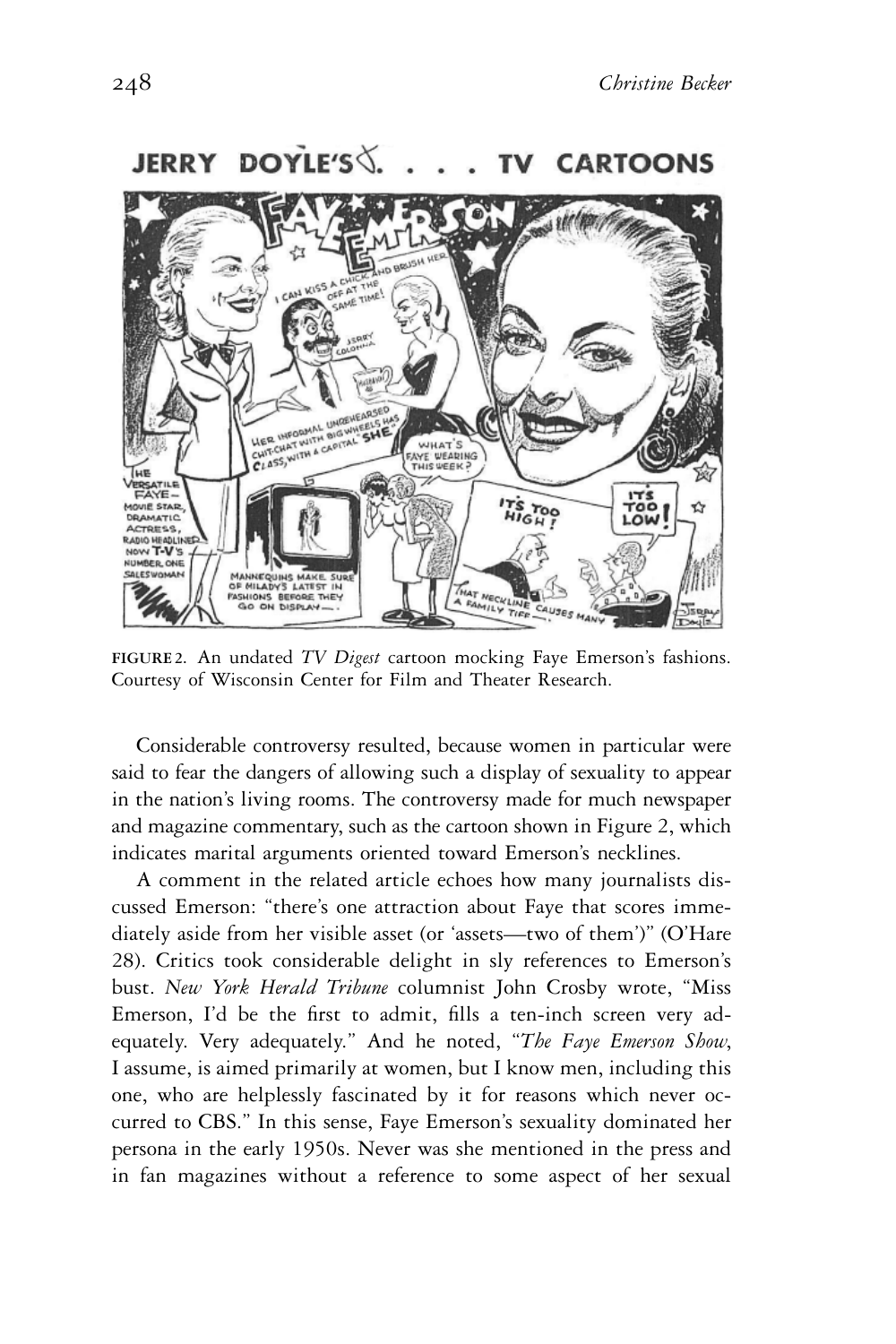FIGURE 2. An undated *TV Digest* cartoon mocking Faye Emerson's fashions. Courtesy of Wisconsin Center for Film and Theater Research.

Considerable controversy resulted, because women in particular were said to fear the dangers of allowing such a display of sexuality to appear in the nation's living rooms. The controversy made for much newspaper and magazine commentary, such as the cartoon shown in Figure 2, which indicates marital arguments oriented toward Emerson's necklines.

A comment in the related article echoes how many journalists discussed Emerson: "there's one attraction about Faye that scores immediately aside from her visible asset (or 'assets—two of them')" (O'Hare 28). Critics took considerable delight in sly references to Emerson's bust. *New York Herald Tribune* columnist John Crosby wrote, "Miss Emerson, I'd be the first to admit, fills a ten-inch screen very adequately. Very adequately." And he noted, "*The Faye Emerson Show*, I assume, is aimed primarily at women, but I know men, including this one, who are helplessly fascinated by it for reasons which never occurred to CBS." In this sense, Faye Emerson's sexuality dominated her persona in the early 1950s. Never was she mentioned in the press and in fan magazines without a reference to some aspect of her sexual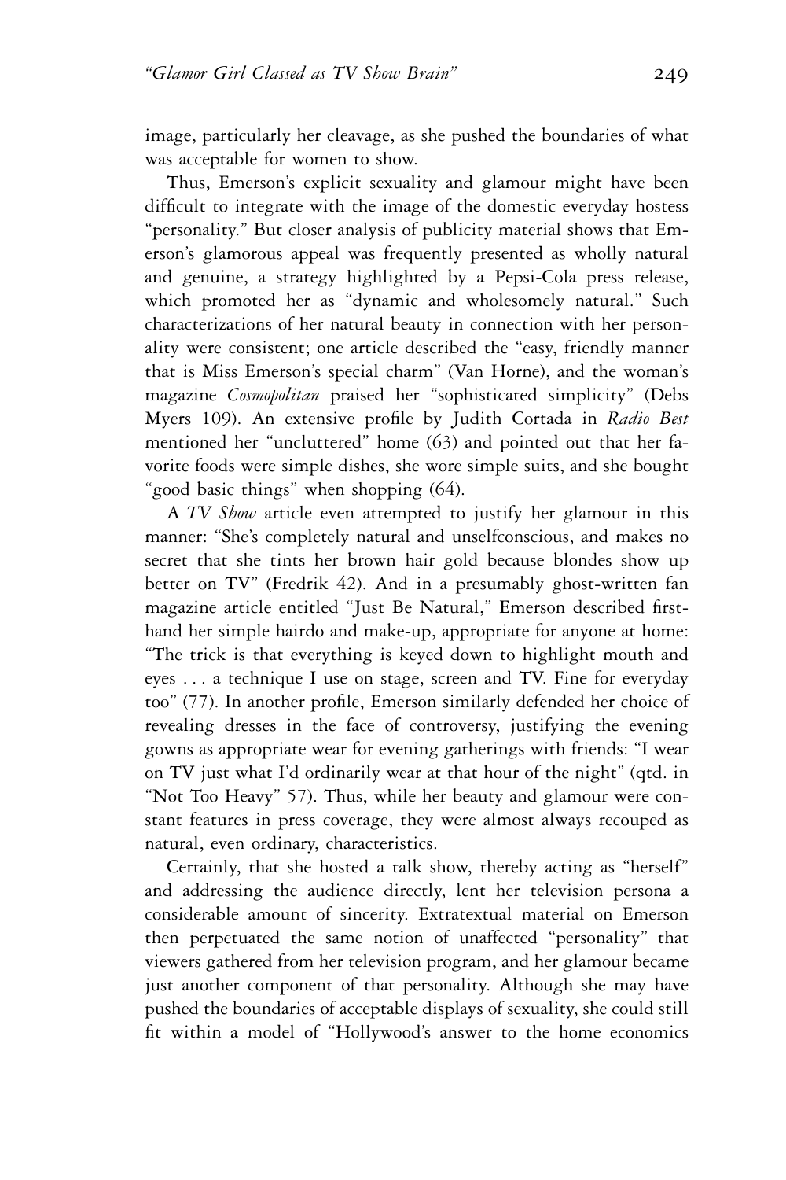image, particularly her cleavage, as she pushed the boundaries of what was acceptable for women to show.

Thus, Emerson's explicit sexuality and glamour might have been difficult to integrate with the image of the domestic everyday hostess "personality." But closer analysis of publicity material shows that Emerson's glamorous appeal was frequently presented as wholly natural and genuine, a strategy highlighted by a Pepsi-Cola press release, which promoted her as "dynamic and wholesomely natural." Such characterizations of her natural beauty in connection with her personality were consistent; one article described the "easy, friendly manner that is Miss Emerson's special charm" (Van Horne), and the woman's magazine *Cosmopolitan* praised her "sophisticated simplicity" (Debs Myers 109). An extensive profile by Judith Cortada in *Radio Best* mentioned her "uncluttered" home (63) and pointed out that her favorite foods were simple dishes, she wore simple suits, and she bought "good basic things" when shopping (64).

A *TV Show* article even attempted to justify her glamour in this manner: "She's completely natural and unselfconscious, and makes no secret that she tints her brown hair gold because blondes show up better on TV" (Fredrik 42). And in a presumably ghost-written fan magazine article entitled "Just Be Natural," Emerson described first-hand her simple hairdo and make-up, appropriate for anyone at home: "The trick is that everything is keyed down to highlight mouth and eyes . . . a technique I use on stage, screen and TV. Fine for everyday too" (77). In another profile, Emerson similarly defended her choice of revealing dresses in the face of controversy, justifying the evening gowns as appropriate wear for evening gatherings with friends: "I wear on TV just what I'd ordinarily wear at that hour of the night" (qtd. in "Not Too Heavy" 57). Thus, while her beauty and glamour were constant features in press coverage, they were almost always recouped as natural, even ordinary, characteristics.

Certainly, that she hosted a talk show, thereby acting as "herself" and addressing the audience directly, lent her television persona a considerable amount of sincerity. Extratextual material on Emerson then perpetuated the same notion of unaffected "personality" that viewers gathered from her television program, and her glamour became just another component of that personality. Although she may have pushed the boundaries of acceptable displays of sexuality, she could still fit within a model of "Hollywood's answer to the home economics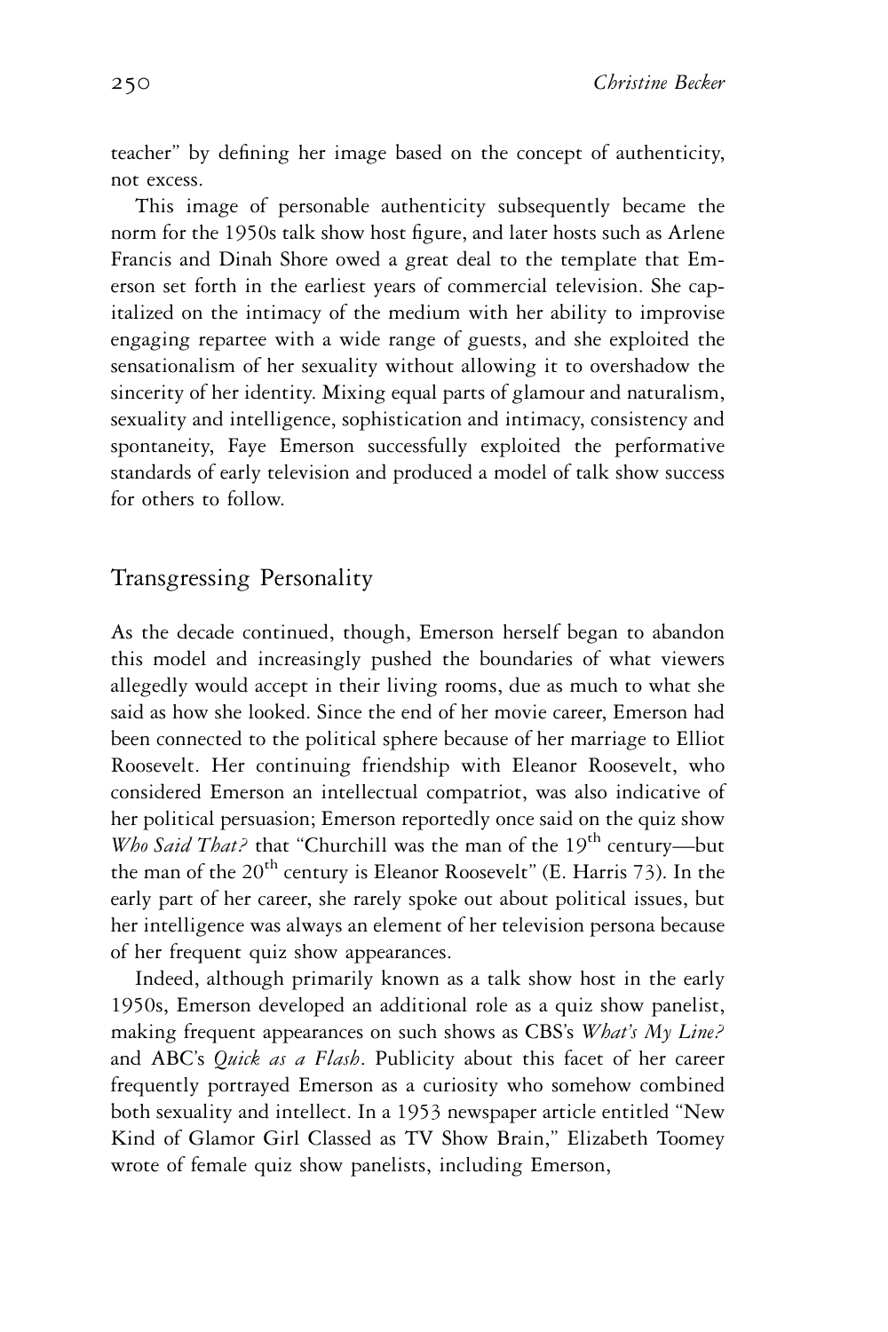teacher" by defining her image based on the concept of authenticity, not excess.

This image of personable authenticity subsequently became the norm for the 1950s talk show host figure, and later hosts such as Arlene Francis and Dinah Shore owed a great deal to the template that Emerson set forth in the earliest years of commercial television. She capitalized on the intimacy of the medium with her ability to improvise engaging repartee with a wide range of guests, and she exploited the sensationalism of her sexuality without allowing it to overshadow the sincerity of her identity. Mixing equal parts of glamour and naturalism, sexuality and intelligence, sophistication and intimacy, consistency and spontaneity, Faye Emerson successfully exploited the performative standards of early television and produced a model of talk show success for others to follow.

## Transgressing Personality

As the decade continued, though, Emerson herself began to abandon this model and increasingly pushed the boundaries of what viewers allegedly would accept in their living rooms, due as much to what she said as how she looked. Since the end of her movie career, Emerson had been connected to the political sphere because of her marriage to Elliot Roosevelt. Her continuing friendship with Eleanor Roosevelt, who considered Emerson an intellectual compatriot, was also indicative of her political persuasion; Emerson reportedly once said on the quiz show *Who Said That?* that "Churchill was the man of the 19th century—but the man of the 20th century is Eleanor Roosevelt" (E. Harris 73). In the early part of her career, she rarely spoke out about political issues, but her intelligence was always an element of her television persona because of her frequent quiz show appearances.

Indeed, although primarily known as a talk show host in the early 1950s, Emerson developed an additional role as a quiz show panelist, making frequent appearances on such shows as CBS's *What's My Line?* and ABC's *Quick as a Flash*. Publicity about this facet of her career frequently portrayed Emerson as a curiosity who somehow combined both sexuality and intellect. In a 1953 newspaper article entitled "New Kind of Glamor Girl Classed as TV Show Brain," Elizabeth Toomey wrote of female quiz show panelists, including Emerson,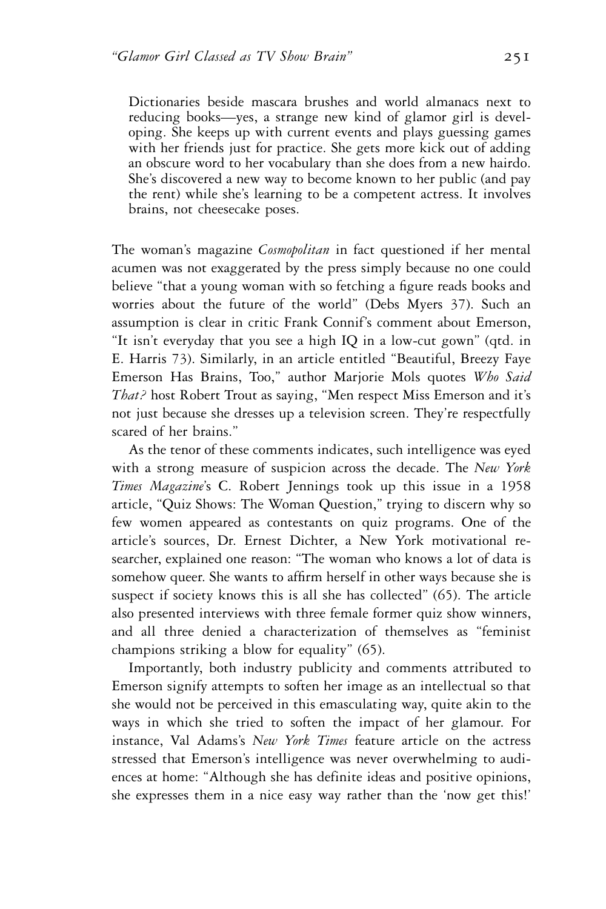> Dictionaries beside mascara brushes and world almanacs next to reducing books—yes, a strange new kind of glamor girl is developing. She keeps up with current events and plays guessing games with her friends just for practice. She gets more kick out of adding an obscure word to her vocabulary than she does from a new hairdo. She's discovered a new way to become known to her public (and pay the rent) while she's learning to be a competent actress. It involves brains, not cheesecake poses.

The woman's magazine *Cosmopolitan* in fact questioned if her mental acumen was not exaggerated by the press simply because no one could believe "that a young woman with so fetching a figure reads books and worries about the future of the world" (Debs Myers 37). Such an assumption is clear in critic Frank Connif's comment about Emerson, "It isn't everyday that you see a high IQ in a low-cut gown" (qtd. in E. Harris 73). Similarly, in an article entitled "Beautiful, Breezy Faye Emerson Has Brains, Too," author Marjorie Mols quotes *Who Said That?* host Robert Trout as saying, "Men respect Miss Emerson and it's not just because she dresses up a television screen. They're respectfully scared of her brains."

As the tenor of these comments indicates, such intelligence was eyed with a strong measure of suspicion across the decade. The *New York Times Magazine*'s C. Robert Jennings took up this issue in a 1958 article, "Quiz Shows: The Woman Question," trying to discern why so few women appeared as contestants on quiz programs. One of the article's sources, Dr. Ernest Dichter, a New York motivational researcher, explained one reason: "The woman who knows a lot of data is somehow queer. She wants to affirm herself in other ways because she is suspect if society knows this is all she has collected" (65). The article also presented interviews with three female former quiz show winners, and all three denied a characterization of themselves as "feminist champions striking a blow for equality" (65).

Importantly, both industry publicity and comments attributed to Emerson signify attempts to soften her image as an intellectual so that she would not be perceived in this emasculating way, quite akin to the ways in which she tried to soften the impact of her glamour. For instance, Val Adams's *New York Times* feature article on the actress stressed that Emerson's intelligence was never overwhelming to audiences at home: "Although she has definite ideas and positive opinions, she expresses them in a nice easy way rather than the 'now get this!'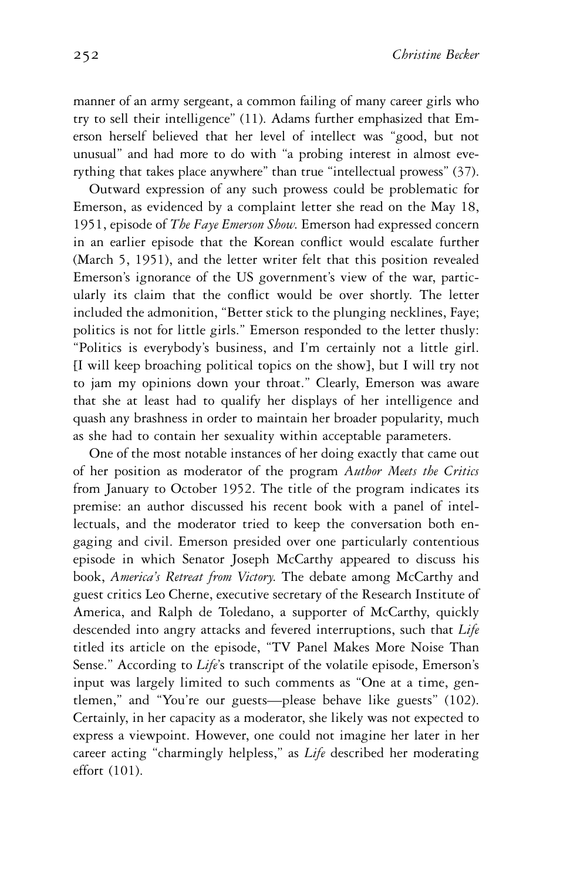manner of an army sergeant, a common failing of many career girls who try to sell their intelligence" (11). Adams further emphasized that Emerson herself believed that her level of intellect was "good, but not unusual" and had more to do with "a probing interest in almost everything that takes place anywhere" than true "intellectual prowess" (37).

Outward expression of any such prowess could be problematic for Emerson, as evidenced by a complaint letter she read on the May 18, 1951, episode of *The Faye Emerson Show*. Emerson had expressed concern in an earlier episode that the Korean conflict would escalate further (March 5, 1951), and the letter writer felt that this position revealed Emerson's ignorance of the US government's view of the war, particularly its claim that the conflict would be over shortly. The letter included the admonition, "Better stick to the plunging necklines, Faye; politics is not for little girls." Emerson responded to the letter thusly: "Politics is everybody's business, and I'm certainly not a little girl. [I will keep broaching political topics on the show], but I will try not to jam my opinions down your throat." Clearly, Emerson was aware that she at least had to qualify her displays of her intelligence and quash any brashness in order to maintain her broader popularity, much as she had to contain her sexuality within acceptable parameters.

One of the most notable instances of her doing exactly that came out of her position as moderator of the program *Author Meets the Critics* from January to October 1952. The title of the program indicates its premise: an author discussed his recent book with a panel of intellectuals, and the moderator tried to keep the conversation both engaging and civil. Emerson presided over one particularly contentious episode in which Senator Joseph McCarthy appeared to discuss his book, *America's Retreat from Victory*. The debate among McCarthy and guest critics Leo Cherne, executive secretary of the Research Institute of America, and Ralph de Toledano, a supporter of McCarthy, quickly descended into angry attacks and fevered interruptions, such that *Life* titled its article on the episode, "TV Panel Makes More Noise Than Sense." According to *Life*'s transcript of the volatile episode, Emerson's input was largely limited to such comments as "One at a time, gentlemen," and "You're our guests—please behave like guests" (102). Certainly, in her capacity as a moderator, she likely was not expected to express a viewpoint. However, one could not imagine her later in her career acting "charmingly helpless," as *Life* described her moderating effort (101).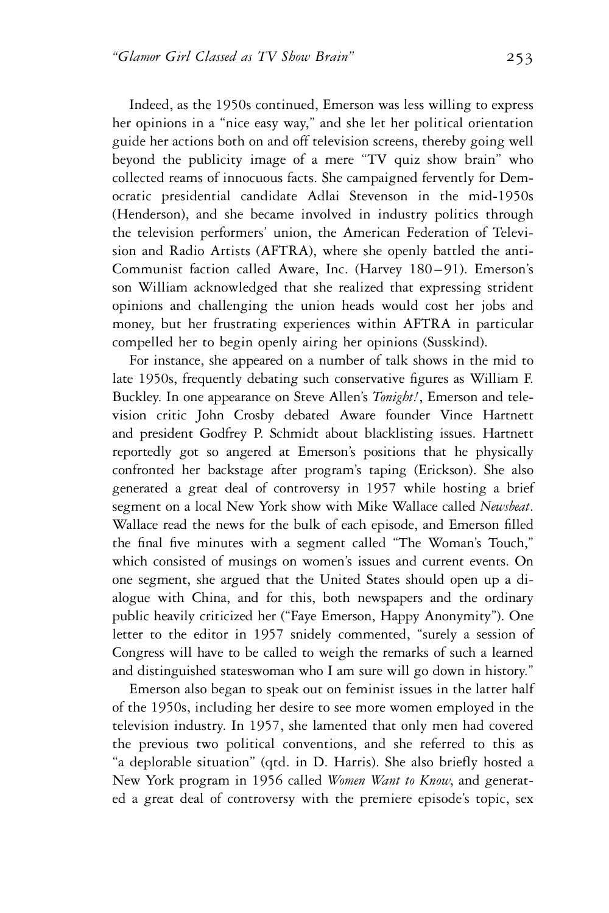Indeed, as the 1950s continued, Emerson was less willing to express her opinions in a "nice easy way," and she let her political orientation guide her actions both on and off television screens, thereby going well beyond the publicity image of a mere "TV quiz show brain" who collected reams of innocuous facts. She campaigned fervently for Democratic presidential candidate Adlai Stevenson in the mid-1950s (Henderson), and she became involved in industry politics through the television performers' union, the American Federation of Television and Radio Artists (AFTRA), where she openly battled the anti-Communist faction called Aware, Inc. (Harvey 180–91). Emerson's son William acknowledged that she realized that expressing strident opinions and challenging the union heads would cost her jobs and money, but her frustrating experiences within AFTRA in particular compelled her to begin openly airing her opinions (Susskind).

For instance, she appeared on a number of talk shows in the mid to late 1950s, frequently debating such conservative figures as William F. Buckley. In one appearance on Steve Allen's *Tonight!*, Emerson and television critic John Crosby debated Aware founder Vince Hartnett and president Godfrey P. Schmidt about blacklisting issues. Hartnett reportedly got so angered at Emerson's positions that he physically confronted her backstage after program's taping (Erickson). She also generated a great deal of controversy in 1957 while hosting a brief segment on a local New York show with Mike Wallace called *Newsbeat*. Wallace read the news for the bulk of each episode, and Emerson filled the final five minutes with a segment called "The Woman's Touch," which consisted of musings on women's issues and current events. On one segment, she argued that the United States should open up a dialogue with China, and for this, both newspapers and the ordinary public heavily criticized her ("Faye Emerson, Happy Anonymity"). One letter to the editor in 1957 snidely commented, "surely a session of Congress will have to be called to weigh the remarks of such a learned and distinguished stateswoman who I am sure will go down in history."

Emerson also began to speak out on feminist issues in the latter half of the 1950s, including her desire to see more women employed in the television industry. In 1957, she lamented that only men had covered the previous two political conventions, and she referred to this as "a deplorable situation" (qtd. in D. Harris). She also briefly hosted a New York program in 1956 called *Women Want to Know*, and generated a great deal of controversy with the premiere episode's topic, sex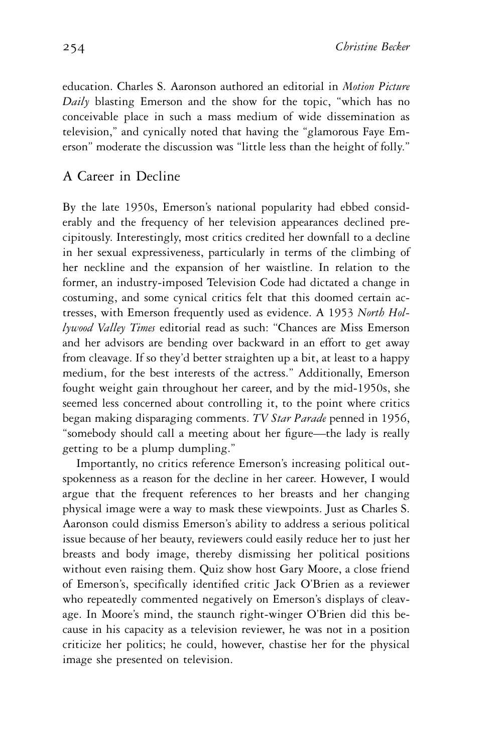education. Charles S. Aaronson authored an editorial in *Motion Picture Daily* blasting Emerson and the show for the topic, "which has no conceivable place in such a mass medium of wide dissemination as television," and cynically noted that having the "glamorous Faye Emerson" moderate the discussion was "little less than the height of folly."

## A Career in Decline

By the late 1950s, Emerson's national popularity had ebbed considerably and the frequency of her television appearances declined precipitously. Interestingly, most critics credited her downfall to a decline in her sexual expressiveness, particularly in terms of the climbing of her neckline and the expansion of her waistline. In relation to the former, an industry-imposed Television Code had dictated a change in costuming, and some cynical critics felt that this doomed certain actresses, with Emerson frequently used as evidence. A 1953 *North Hollywood Valley Times* editorial read as such: "Chances are Miss Emerson and her advisors are bending over backward in an effort to get away from cleavage. If so they'd better straighten up a bit, at least to a happy medium, for the best interests of the actress." Additionally, Emerson fought weight gain throughout her career, and by the mid-1950s, she seemed less concerned about controlling it, to the point where critics began making disparaging comments. *TV Star Parade* penned in 1956, "somebody should call a meeting about her figure—the lady is really getting to be a plump dumpling."

Importantly, no critics reference Emerson's increasing political outspokenness as a reason for the decline in her career. However, I would argue that the frequent references to her breasts and her changing physical image were a way to mask these viewpoints. Just as Charles S. Aaronson could dismiss Emerson's ability to address a serious political issue because of her beauty, reviewers could easily reduce her to just her breasts and body image, thereby dismissing her political positions without even raising them. Quiz show host Gary Moore, a close friend of Emerson's, specifically identified critic Jack O'Brien as a reviewer who repeatedly commented negatively on Emerson's displays of cleavage. In Moore's mind, the staunch right-winger O'Brien did this because in his capacity as a television reviewer, he was not in a position criticize her politics; he could, however, chastise her for the physical image she presented on television.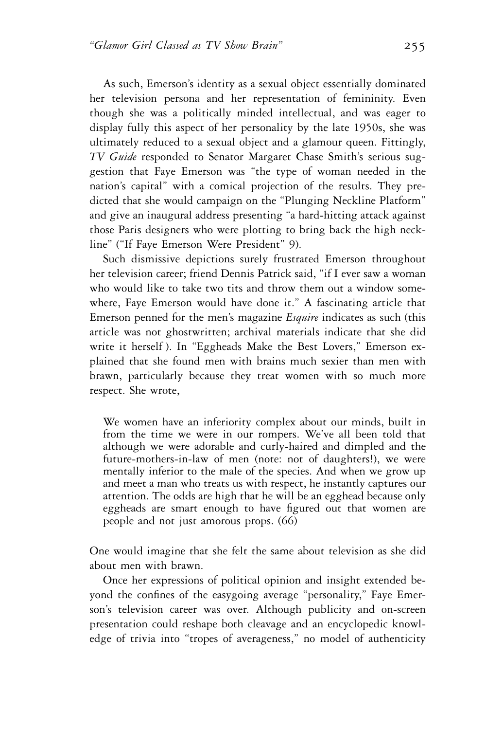As such, Emerson's identity as a sexual object essentially dominated her television persona and her representation of femininity. Even though she was a politically minded intellectual, and was eager to display fully this aspect of her personality by the late 1950s, she was ultimately reduced to a sexual object and a glamour queen. Fittingly, *TV Guide* responded to Senator Margaret Chase Smith's serious suggestion that Faye Emerson was "the type of woman needed in the nation's capital" with a comical projection of the results. They predicted that she would campaign on the "Plunging Neckline Platform" and give an inaugural address presenting "a hard-hitting attack against those Paris designers who were plotting to bring back the high neckline" ("If Faye Emerson Were President" 9).

Such dismissive depictions surely frustrated Emerson throughout her television career; friend Dennis Patrick said, "if I ever saw a woman who would like to take two tits and throw them out a window somewhere, Faye Emerson would have done it." A fascinating article that Emerson penned for the men's magazine *Esquire* indicates as such (this article was not ghostwritten; archival materials indicate that she did write it herself). In "Eggheads Make the Best Lovers," Emerson explained that she found men with brains much sexier than men with brawn, particularly because they treat women with so much more respect. She wrote,

> We women have an inferiority complex about our minds, built in from the time we were in our rompers. We've all been told that although we were adorable and curly-haired and dimpled and the future-mothers-in-law of men (note: not of daughters!), we were mentally inferior to the male of the species. And when we grow up and meet a man who treats us with respect, he instantly captures our attention. The odds are high that he will be an egghead because only eggheads are smart enough to have figured out that women are people and not just amorous props. (66)

One would imagine that she felt the same about television as she did about men with brawn.

Once her expressions of political opinion and insight extended beyond the confines of the easygoing average "personality," Faye Emerson's television career was over. Although publicity and on-screen presentation could reshape both cleavage and an encyclopedic knowledge of trivia into "tropes of averageness," no model of authenticity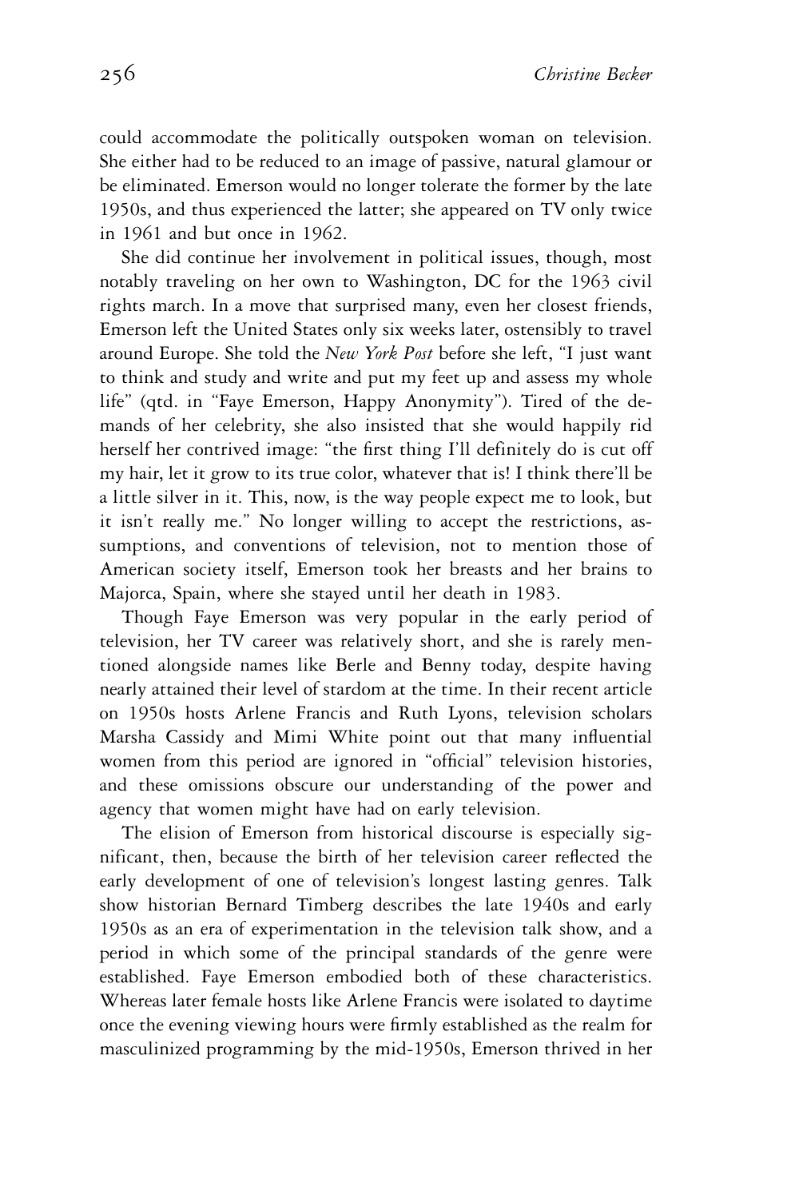could accommodate the politically outspoken woman on television. She either had to be reduced to an image of passive, natural glamour or be eliminated. Emerson would no longer tolerate the former by the late 1950s, and thus experienced the latter; she appeared on TV only twice in 1961 and but once in 1962.

She did continue her involvement in political issues, though, most notably traveling on her own to Washington, DC for the 1963 civil rights march. In a move that surprised many, even her closest friends, Emerson left the United States only six weeks later, ostensibly to travel around Europe. She told the *New York Post* before she left, "I just want to think and study and write and put my feet up and assess my whole life" (qtd. in "Faye Emerson, Happy Anonymity"). Tired of the demands of her celebrity, she also insisted that she would happily rid herself her contrived image: "the first thing I'll definitely do is cut off my hair, let it grow to its true color, whatever that is! I think there'll be a little silver in it. This, now, is the way people expect me to look, but it isn't really me." No longer willing to accept the restrictions, assumptions, and conventions of television, not to mention those of American society itself, Emerson took her breasts and her brains to Majorca, Spain, where she stayed until her death in 1983.

Though Faye Emerson was very popular in the early period of television, her TV career was relatively short, and she is rarely mentioned alongside names like Berle and Benny today, despite having nearly attained their level of stardom at the time. In their recent article on 1950s hosts Arlene Francis and Ruth Lyons, television scholars Marsha Cassidy and Mimi White point out that many influential women from this period are ignored in "official" television histories, and these omissions obscure our understanding of the power and agency that women might have had on early television.

The elision of Emerson from historical discourse is especially significant, then, because the birth of her television career reflected the early development of one of television's longest lasting genres. Talk show historian Bernard Timberg describes the late 1940s and early 1950s as an era of experimentation in the television talk show, and a period in which some of the principal standards of the genre were established. Faye Emerson embodied both of these characteristics. Whereas later female hosts like Arlene Francis were isolated to daytime once the evening viewing hours were firmly established as the realm for masculinized programming by the mid-1950s, Emerson thrived in her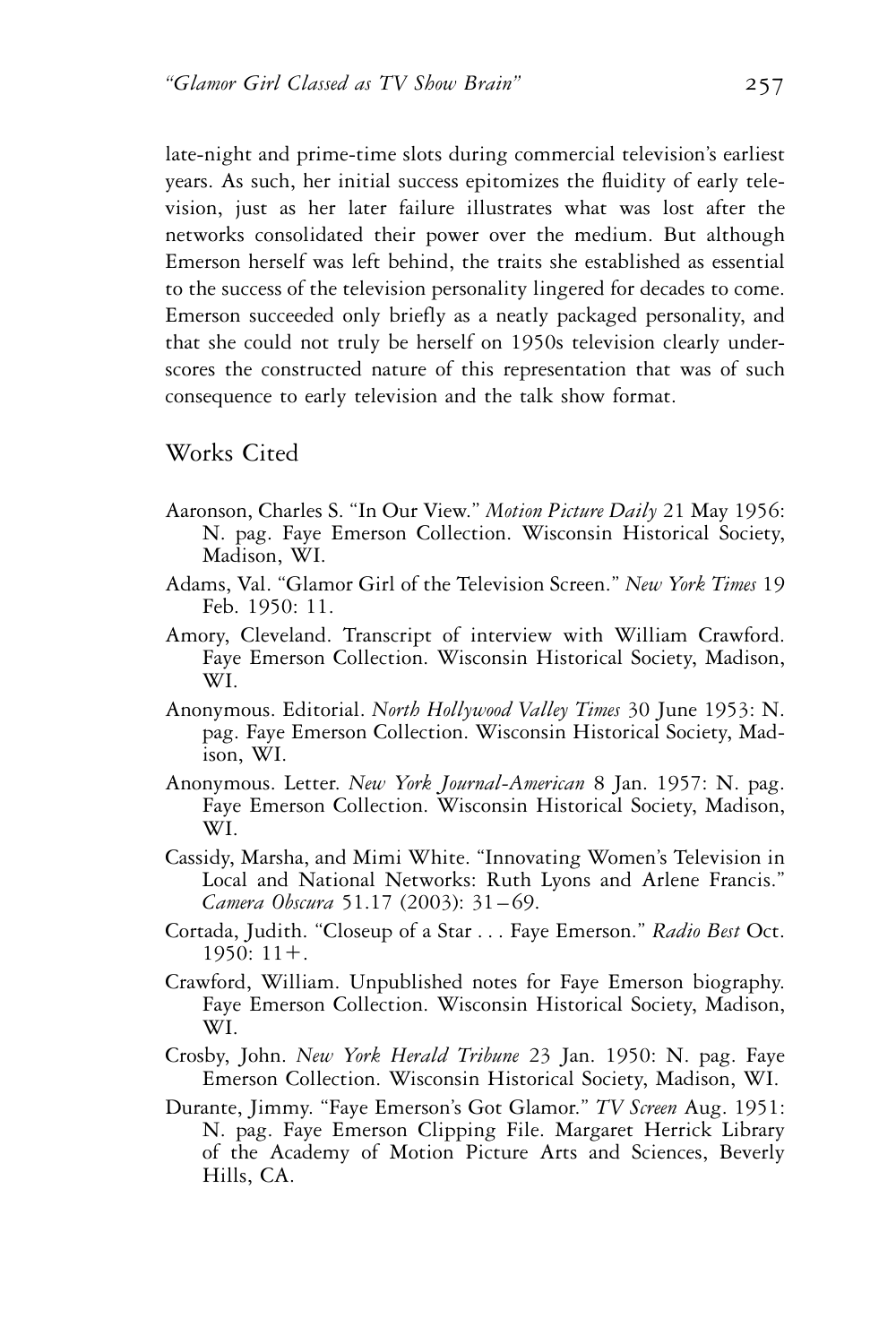late-night and prime-time slots during commercial television's earliest years. As such, her initial success epitomizes the fluidity of early television, just as her later failure illustrates what was lost after the networks consolidated their power over the medium. But although Emerson herself was left behind, the traits she established as essential to the success of the television personality lingered for decades to come. Emerson succeeded only briefly as a neatly packaged personality, and that she could not truly be herself on 1950s television clearly underscores the constructed nature of this representation that was of such consequence to early television and the talk show format.

## Works Cited

Aaronson, Charles S. "In Our View." *Motion Picture Daily* 21 May 1956: N. pag. Faye Emerson Collection. Wisconsin Historical Society, Madison, WI.

Adams, Val. "Glamor Girl of the Television Screen." *New York Times* 19 Feb. 1950: 11.

Amory, Cleveland. Transcript of interview with William Crawford. Faye Emerson Collection. Wisconsin Historical Society, Madison, WI.

Anonymous. Editorial. *North Hollywood Valley Times* 30 June 1953: N. pag. Faye Emerson Collection. Wisconsin Historical Society, Madison, WI.

Anonymous. Letter. *New York Journal-American* 8 Jan. 1957: N. pag. Faye Emerson Collection. Wisconsin Historical Society, Madison, WI.

Cassidy, Marsha, and Mimi White. "Innovating Women's Television in Local and National Networks: Ruth Lyons and Arlene Francis." *Camera Obscura* 51.17 (2003): 31–69.

Cortada, Judith. "Closeup of a Star . . . Faye Emerson." *Radio Best* Oct. 1950: 11+.

Crawford, William. Unpublished notes for Faye Emerson biography. Faye Emerson Collection. Wisconsin Historical Society, Madison, WI.

Crosby, John. *New York Herald Tribune* 23 Jan. 1950: N. pag. Faye Emerson Collection. Wisconsin Historical Society, Madison, WI.

Durante, Jimmy. "Faye Emerson's Got Glamor." *TV Screen* Aug. 1951: N. pag. Faye Emerson Clipping File. Margaret Herrick Library of the Academy of Motion Picture Arts and Sciences, Beverly Hills, CA.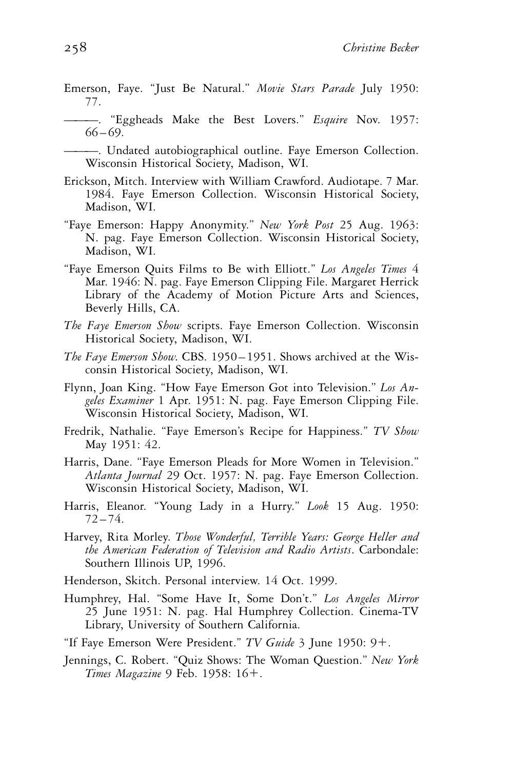Emerson, Faye. "Just Be Natural." *Movie Stars Parade* July 1950: 77.

———. "Eggheads Make the Best Lovers." *Esquire* Nov. 1957: 66–69.

———. Undated autobiographical outline. Faye Emerson Collection. Wisconsin Historical Society, Madison, WI.

Erickson, Mitch. Interview with William Crawford. Audiotape. 7 Mar. 1984. Faye Emerson Collection. Wisconsin Historical Society, Madison, WI.

"Faye Emerson: Happy Anonymity." *New York Post* 25 Aug. 1963: N. pag. Faye Emerson Collection. Wisconsin Historical Society, Madison, WI.

"Faye Emerson Quits Films to Be with Elliott." *Los Angeles Times* 4 Mar. 1946: N. pag. Faye Emerson Clipping File. Margaret Herrick Library of the Academy of Motion Picture Arts and Sciences, Beverly Hills, CA.

*The Faye Emerson Show* scripts. Faye Emerson Collection. Wisconsin Historical Society, Madison, WI.

*The Faye Emerson Show*. CBS. 1950–1951. Shows archived at the Wisconsin Historical Society, Madison, WI.

Flynn, Joan King. "How Faye Emerson Got into Television." *Los Angeles Examiner* 1 Apr. 1951: N. pag. Faye Emerson Clipping File. Wisconsin Historical Society, Madison, WI.

Fredrik, Nathalie. "Faye Emerson's Recipe for Happiness." *TV Show* May 1951: 42.

Harris, Dane. "Faye Emerson Pleads for More Women in Television." *Atlanta Journal* 29 Oct. 1957: N. pag. Faye Emerson Collection. Wisconsin Historical Society, Madison, WI.

Harris, Eleanor. "Young Lady in a Hurry." *Look* 15 Aug. 1950: 72–74.

Harvey, Rita Morley. *Those Wonderful, Terrible Years: George Heller and the American Federation of Television and Radio Artists*. Carbondale: Southern Illinois UP, 1996.

Henderson, Skitch. Personal interview. 14 Oct. 1999.

Humphrey, Hal. "Some Have It, Some Don't." *Los Angeles Mirror* 25 June 1951: N. pag. Hal Humphrey Collection. Cinema-TV Library, University of Southern California.

"If Faye Emerson Were President." *TV Guide* 3 June 1950: 9+.

Jennings, C. Robert. "Quiz Shows: The Woman Question." *New York Times Magazine* 9 Feb. 1958: 16+.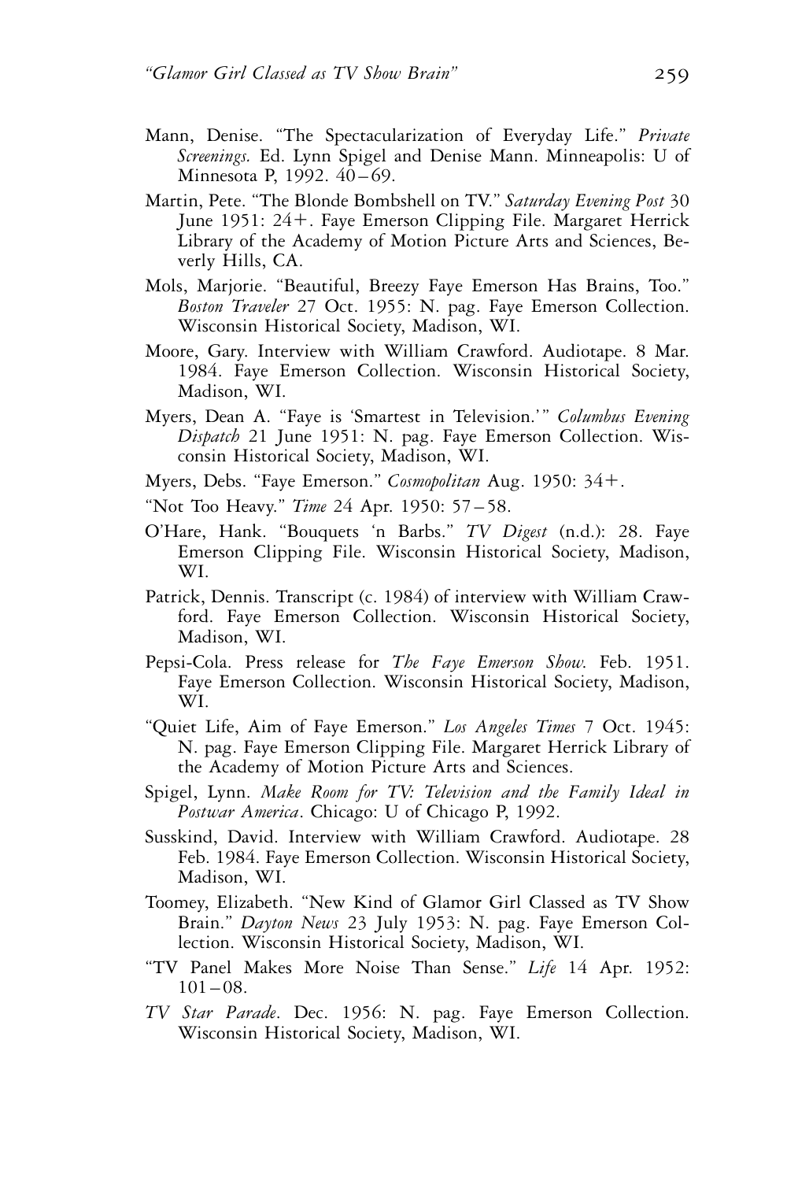Mann, Denise. "The Spectacularization of Everyday Life." *Private Screenings.* Ed. Lynn Spigel and Denise Mann. Minneapolis: U of Minnesota P, 1992. 40–69.

Martin, Pete. "The Blonde Bombshell on TV." *Saturday Evening Post* 30 June 1951: 24+. Faye Emerson Clipping File. Margaret Herrick Library of the Academy of Motion Picture Arts and Sciences, Beverly Hills, CA.

Mols, Marjorie. "Beautiful, Breezy Faye Emerson Has Brains, Too." *Boston Traveler* 27 Oct. 1955: N. pag. Faye Emerson Collection. Wisconsin Historical Society, Madison, WI.

Moore, Gary. Interview with William Crawford. Audiotape. 8 Mar. 1984. Faye Emerson Collection. Wisconsin Historical Society, Madison, WI.

Myers, Dean A. "Faye is 'Smartest in Television.'" *Columbus Evening Dispatch* 21 June 1951: N. pag. Faye Emerson Collection. Wisconsin Historical Society, Madison, WI.

Myers, Debs. "Faye Emerson." *Cosmopolitan* Aug. 1950: 34+.

"Not Too Heavy." *Time* 24 Apr. 1950: 57–58.

O'Hare, Hank. "Bouquets 'n Barbs." *TV Digest* (n.d.): 28. Faye Emerson Clipping File. Wisconsin Historical Society, Madison, WI.

Patrick, Dennis. Transcript (c. 1984) of interview with William Crawford. Faye Emerson Collection. Wisconsin Historical Society, Madison, WI.

Pepsi-Cola. Press release for *The Faye Emerson Show.* Feb. 1951. Faye Emerson Collection. Wisconsin Historical Society, Madison, WI.

"Quiet Life, Aim of Faye Emerson." *Los Angeles Times* 7 Oct. 1945: N. pag. Faye Emerson Clipping File. Margaret Herrick Library of the Academy of Motion Picture Arts and Sciences.

Spigel, Lynn. *Make Room for TV: Television and the Family Ideal in Postwar America*. Chicago: U of Chicago P, 1992.

Susskind, David. Interview with William Crawford. Audiotape. 28 Feb. 1984. Faye Emerson Collection. Wisconsin Historical Society, Madison, WI.

Toomey, Elizabeth. "New Kind of Glamor Girl Classed as TV Show Brain." *Dayton News* 23 July 1953: N. pag. Faye Emerson Collection. Wisconsin Historical Society, Madison, WI.

"TV Panel Makes More Noise Than Sense." *Life* 14 Apr. 1952: 101–08.

*TV Star Parade*. Dec. 1956: N. pag. Faye Emerson Collection. Wisconsin Historical Society, Madison, WI.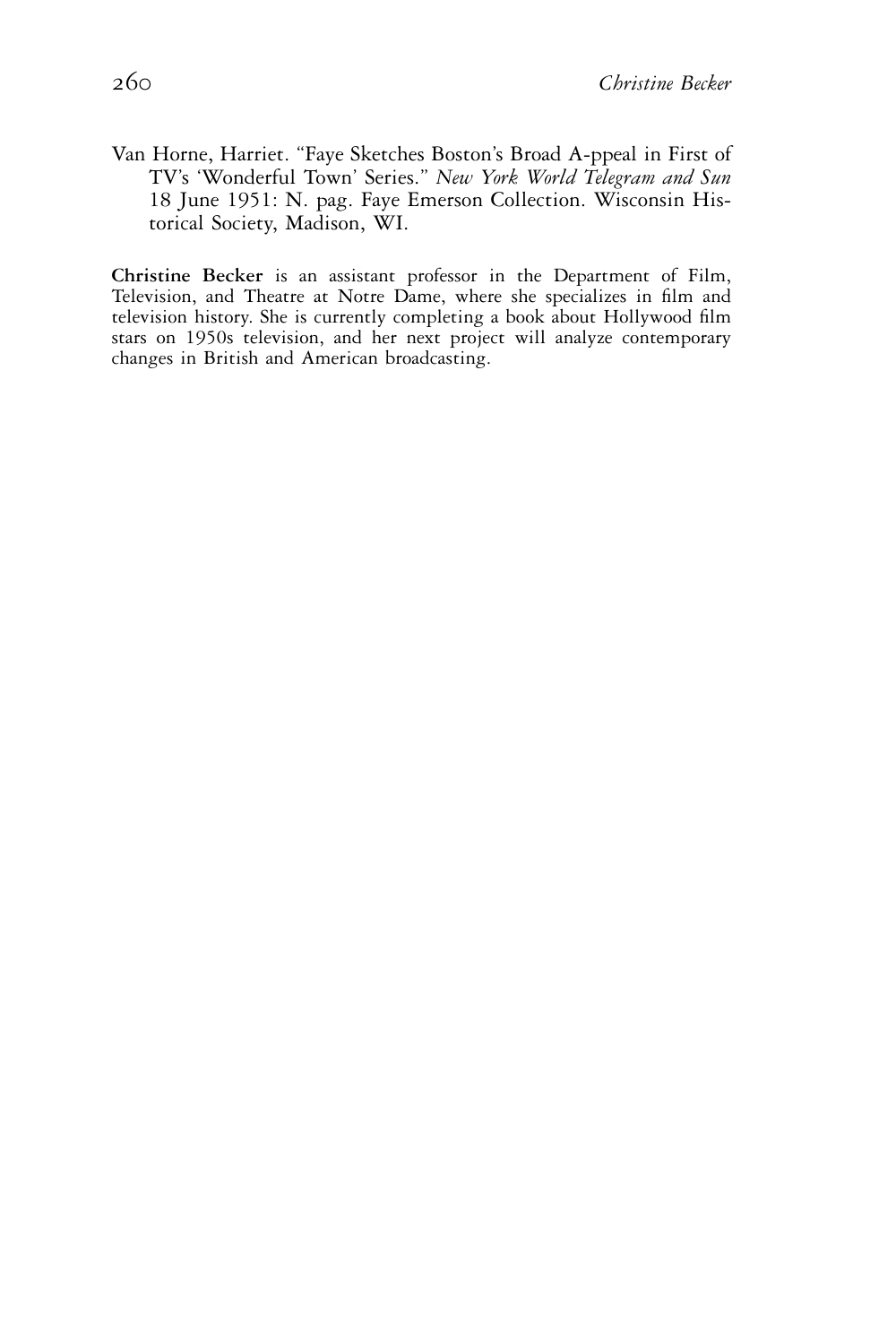Van Horne, Harriet. "Faye Sketches Boston's Broad A-ppeal in First of TV's 'Wonderful Town' Series." *New York World Telegram and Sun* 18 June 1951: N. pag. Faye Emerson Collection. Wisconsin Historical Society, Madison, WI.

**Christine Becker** is an assistant professor in the Department of Film, Television, and Theatre at Notre Dame, where she specializes in film and television history. She is currently completing a book about Hollywood film stars on 1950s television, and her next project will analyze contemporary changes in British and American broadcasting.